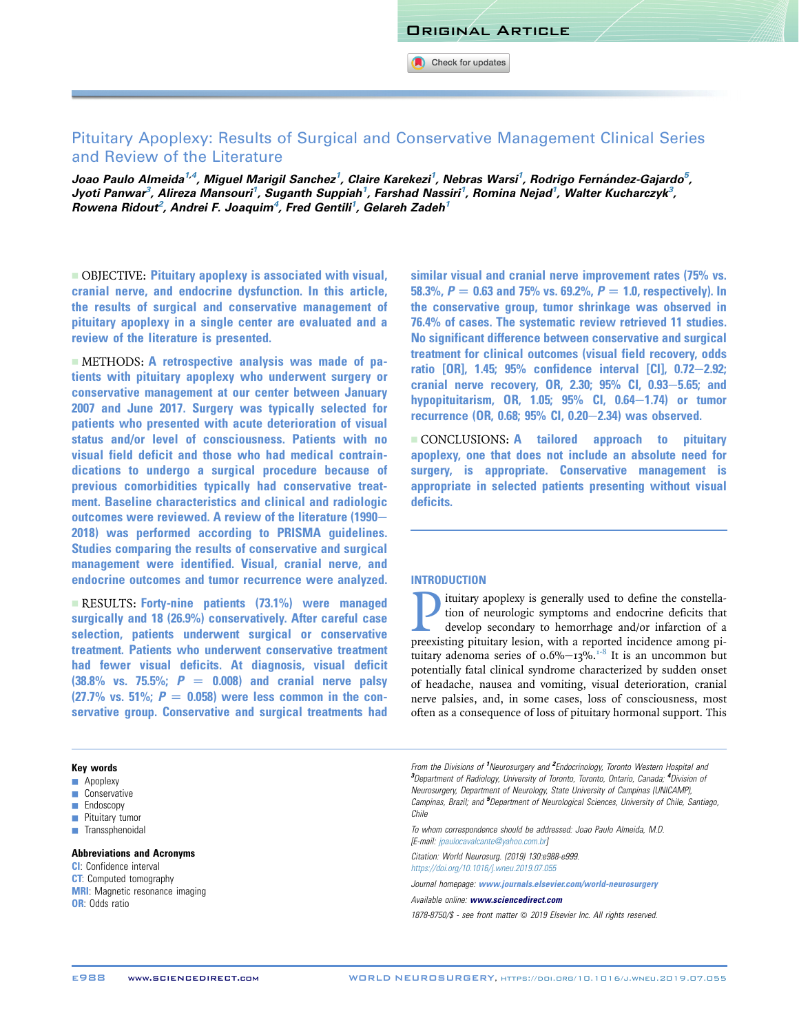ORIGINAL ARTICLE

# Pituitary Apoplexy: Results of Surgical and Conservative Management Clinical Series and Review of the Literature

*Joao Paulo Almeida[1,4], Miguel Marigil Sanchez[1], Claire Karekezi[1], Nebras Warsi[1], Rodrigo Fernández-Gajardo[5], Jyoti Panwar[3], Alireza Mansouri[1], Suganth Suppiah[1], Farshad Nassiri[1], Romina Nejad[1], Walter Kucharczyk[3], Rowena Ridout[2], Andrei F. Joaquim[4], Fred Gentili[1], Gelareh Zadeh[1]*

■ OBJECTIVE: Pituitary apoplexy is associated with visual, cranial nerve, and endocrine dysfunction. In this article, the results of surgical and conservative management of pituitary apoplexy in a single center are evaluated and a review of the literature is presented.

■ METHODS: A retrospective analysis was made of patients with pituitary apoplexy who underwent surgery or conservative management at our center between January 2007 and June 2017. Surgery was typically selected for patients who presented with acute deterioration of visual status and/or level of consciousness. Patients with no visual field deficit and those who had medical contraindications to undergo a surgical procedure because of previous comorbidities typically had conservative treatment. Baseline characteristics and clinical and radiologic outcomes were reviewed. A review of the literature (1990–2018) was performed according to PRISMA guidelines. Studies comparing the results of conservative and surgical management were identified. Visual, cranial nerve, and endocrine outcomes and tumor recurrence were analyzed.

■ RESULTS: Forty-nine patients (73.1%) were managed surgically and 18 (26.9%) conservatively. After careful case selection, patients underwent surgical or conservative treatment. Patients who underwent conservative treatment had fewer visual deficits. At diagnosis, visual deficit (38.8% vs. 75.5%; $P = 0.008$) and cranial nerve palsy (27.7% vs. 51%; $P = 0.058$) were less common in the conservative group. Conservative and surgical treatments had similar visual and cranial nerve improvement rates (75% vs. 58.3%, $P = 0.63$ and 75% vs. 69.2%, $P = 1.0$, respectively). In the conservative group, tumor shrinkage was observed in 76.4% of cases. The systematic review retrieved 11 studies. No significant difference between conservative and surgical treatment for clinical outcomes (visual field recovery, odds ratio [OR], 1.45; 95% confidence interval [CI], 0.72–2.92; cranial nerve recovery, OR, 2.30; 95% CI, 0.93–5.65; and hypopituitarism, OR, 1.05; 95% CI, 0.64–1.74) or tumor recurrence (OR, 0.68; 95% CI, 0.20–2.34) was observed.

■ CONCLUSIONS: A tailored approach to pituitary apoplexy, one that does not include an absolute need for surgery, is appropriate. Conservative management is appropriate in selected patients presenting without visual deficits.

## INTRODUCTION

Pituitary apoplexy is generally used to define the constellation of neurologic symptoms and endocrine deficits that develop secondary to hemorrhage and/or infarction of a preexisting pituitary lesion, with a reported incidence among pituitary adenoma series of 0.6%–13%.[1-8] It is an uncommon but potentially fatal clinical syndrome characterized by sudden onset of headache, nausea and vomiting, visual deterioration, cranial nerve palsies, and, in some cases, loss of consciousness, most often as a consequence of loss of pituitary hormonal support. This

**Key words**
- Apoplexy
- Conservative
- Endoscopy
- Pituitary tumor
- Transsphenoidal

**Abbreviations and Acronyms**
CI: Confidence interval
CT: Computed tomography
MRI: Magnetic resonance imaging
OR: Odds ratio

*From the Divisions of [1]Neurosurgery and [2]Endocrinology, Toronto Western Hospital and [3]Department of Radiology, University of Toronto, Toronto, Ontario, Canada; [4]Division of Neurosurgery, Department of Neurology, State University of Campinas (UNICAMP), Campinas, Brazil; and [5]Department of Neurological Sciences, University of Chile, Santiago, Chile*

*To whom correspondence should be addressed: Joao Paulo Almeida, M.D. [E-mail: jpaulocavalcante@yahoo.com.br]*

*Citation: World Neurosurg. (2019) 130:e988-e999. https://doi.org/10.1016/j.wneu.2019.07.055*

*Journal homepage: www.journals.elsevier.com/world-neurosurgery*

*Available online: www.sciencedirect.com*

*1878-8750/$ - see front matter © 2019 Elsevier Inc. All rights reserved.*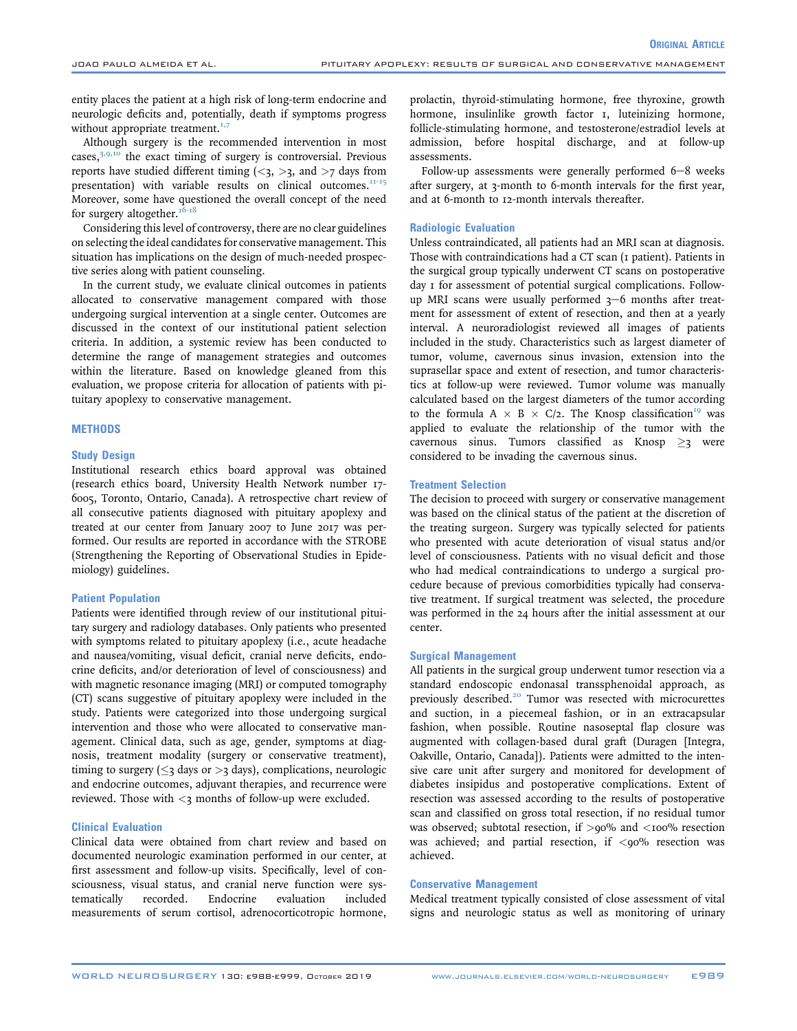entity places the patient at a high risk of long-term endocrine and neurologic deficits and, potentially, death if symptoms progress without appropriate treatment.[1,7]

Although surgery is the recommended intervention in most cases,[3,9,10] the exact timing of surgery is controversial. Previous reports have studied different timing (<3, >3, and >7 days from presentation) with variable results on clinical outcomes.[11-15] Moreover, some have questioned the overall concept of the need for surgery altogether.[16-18]

Considering this level of controversy, there are no clear guidelines on selecting the ideal candidates for conservative management. This situation has implications on the design of much-needed prospective series along with patient counseling.

In the current study, we evaluate clinical outcomes in patients allocated to conservative management compared with those undergoing surgical intervention at a single center. Outcomes are discussed in the context of our institutional patient selection criteria. In addition, a systemic review has been conducted to determine the range of management strategies and outcomes within the literature. Based on knowledge gleaned from this evaluation, we propose criteria for allocation of patients with pituitary apoplexy to conservative management.

## METHODS

### Study Design

Institutional research ethics board approval was obtained (research ethics board, University Health Network number 17-6005, Toronto, Ontario, Canada). A retrospective chart review of all consecutive patients diagnosed with pituitary apoplexy and treated at our center from January 2007 to June 2017 was performed. Our results are reported in accordance with the STROBE (Strengthening the Reporting of Observational Studies in Epidemiology) guidelines.

### Patient Population

Patients were identified through review of our institutional pituitary surgery and radiology databases. Only patients who presented with symptoms related to pituitary apoplexy (i.e., acute headache and nausea/vomiting, visual deficit, cranial nerve deficits, endocrine deficits, and/or deterioration of level of consciousness) and with magnetic resonance imaging (MRI) or computed tomography (CT) scans suggestive of pituitary apoplexy were included in the study. Patients were categorized into those undergoing surgical intervention and those who were allocated to conservative management. Clinical data, such as age, gender, symptoms at diagnosis, treatment modality (surgery or conservative treatment), timing to surgery (≤3 days or >3 days), complications, neurologic and endocrine outcomes, adjuvant therapies, and recurrence were reviewed. Those with <3 months of follow-up were excluded.

### Clinical Evaluation

Clinical data were obtained from chart review and based on documented neurologic examination performed in our center, at first assessment and follow-up visits. Specifically, level of consciousness, visual status, and cranial nerve function were systematically recorded. Endocrine evaluation included measurements of serum cortisol, adrenocorticotropic hormone, prolactin, thyroid-stimulating hormone, free thyroxine, growth hormone, insulinlike growth factor 1, luteinizing hormone, follicle-stimulating hormone, and testosterone/estradiol levels at admission, before hospital discharge, and at follow-up assessments.

Follow-up assessments were generally performed 6–8 weeks after surgery, at 3-month to 6-month intervals for the first year, and at 6-month to 12-month intervals thereafter.

### Radiologic Evaluation

Unless contraindicated, all patients had an MRI scan at diagnosis. Those with contraindications had a CT scan (1 patient). Patients in the surgical group typically underwent CT scans on postoperative day 1 for assessment of potential surgical complications. Follow-up MRI scans were usually performed 3–6 months after treatment for assessment of extent of resection, and then at a yearly interval. A neuroradiologist reviewed all images of patients included in the study. Characteristics such as largest diameter of tumor, volume, cavernous sinus invasion, extension into the suprasellar space and extent of resection, and tumor characteristics at follow-up were reviewed. Tumor volume was manually calculated based on the largest diameters of the tumor according to the formula $A \times B \times C/2$. The Knosp classification[19] was applied to evaluate the relationship of the tumor with the cavernous sinus. Tumors classified as Knosp ≥3 were considered to be invading the cavernous sinus.

### Treatment Selection

The decision to proceed with surgery or conservative management was based on the clinical status of the patient at the discretion of the treating surgeon. Surgery was typically selected for patients who presented with acute deterioration of visual status and/or level of consciousness. Patients with no visual deficit and those who had medical contraindications to undergo a surgical procedure because of previous comorbidities typically had conservative treatment. If surgical treatment was selected, the procedure was performed in the 24 hours after the initial assessment at our center.

### Surgical Management

All patients in the surgical group underwent tumor resection via a standard endoscopic endonasal transsphenoidal approach, as previously described.[20] Tumor was resected with microcurettes and suction, in a piecemeal fashion, or in an extracapsular fashion, when possible. Routine nasoseptal flap closure was augmented with collagen-based dural graft (Duragen [Integra, Oakville, Ontario, Canada]). Patients were admitted to the intensive care unit after surgery and monitored for development of diabetes insipidus and postoperative complications. Extent of resection was assessed according to the results of postoperative scan and classified on gross total resection, if no residual tumor was observed; subtotal resection, if >90% and <100% resection was achieved; and partial resection, if <90% resection was achieved.

### Conservative Management

Medical treatment typically consisted of close assessment of vital signs and neurologic status as well as monitoring of urinary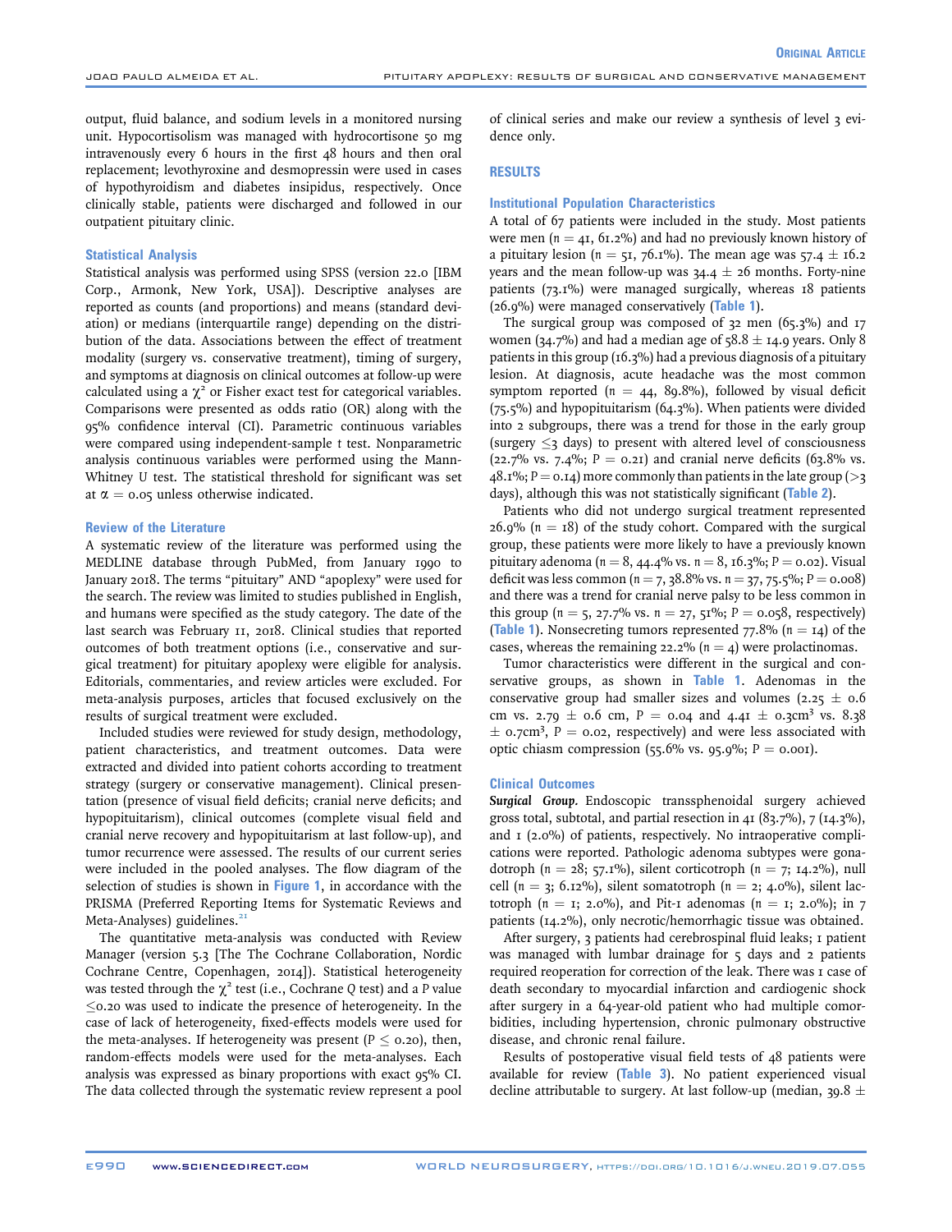output, fluid balance, and sodium levels in a monitored nursing unit. Hypocortisolism was managed with hydrocortisone 50 mg intravenously every 6 hours in the first 48 hours and then oral replacement; levothyroxine and desmopressin were used in cases of hypothyroidism and diabetes insipidus, respectively. Once clinically stable, patients were discharged and followed in our outpatient pituitary clinic.

### Statistical Analysis

Statistical analysis was performed using SPSS (version 22.0 [IBM Corp., Armonk, New York, USA]). Descriptive analyses are reported as counts (and proportions) and means (standard deviation) or medians (interquartile range) depending on the distribution of the data. Associations between the effect of treatment modality (surgery vs. conservative treatment), timing of surgery, and symptoms at diagnosis on clinical outcomes at follow-up were calculated using a $\chi^2$ or Fisher exact test for categorical variables. Comparisons were presented as odds ratio (OR) along with the 95% confidence interval (CI). Parametric continuous variables were compared using independent-sample *t* test. Nonparametric analysis continuous variables were performed using the Mann-Whitney U test. The statistical threshold for significant was set at $\alpha = 0.05$ unless otherwise indicated.

### Review of the Literature

A systematic review of the literature was performed using the MEDLINE database through PubMed, from January 1990 to January 2018. The terms "pituitary" AND "apoplexy" were used for the search. The review was limited to studies published in English, and humans were specified as the study category. The date of the last search was February 11, 2018. Clinical studies that reported outcomes of both treatment options (i.e., conservative and surgical treatment) for pituitary apoplexy were eligible for analysis. Editorials, commentaries, and review articles were excluded. For meta-analysis purposes, articles that focused exclusively on the results of surgical treatment were excluded.

Included studies were reviewed for study design, methodology, patient characteristics, and treatment outcomes. Data were extracted and divided into patient cohorts according to treatment strategy (surgery or conservative management). Clinical presentation (presence of visual field deficits; cranial nerve deficits; and hypopituitarism), clinical outcomes (complete visual field and cranial nerve recovery and hypopituitarism at last follow-up), and tumor recurrence were assessed. The results of our current series were included in the pooled analyses. The flow diagram of the selection of studies is shown in Figure 1, in accordance with the PRISMA (Preferred Reporting Items for Systematic Reviews and Meta-Analyses) guidelines.[21]

The quantitative meta-analysis was conducted with Review Manager (version 5.3 [The The Cochrane Collaboration, Nordic Cochrane Centre, Copenhagen, 2014]). Statistical heterogeneity was tested through the $\chi^2$ test (i.e., Cochrane *Q* test) and a *P* value $\leq$0.20 was used to indicate the presence of heterogeneity. In the case of lack of heterogeneity, fixed-effects models were used for the meta-analyses. If heterogeneity was present ($P \leq 0.20$), then, random-effects models were used for the meta-analyses. Each analysis was expressed as binary proportions with exact 95% CI. The data collected through the systematic review represent a pool of clinical series and make our review a synthesis of level 3 evidence only.

## RESULTS

### Institutional Population Characteristics

A total of 67 patients were included in the study. Most patients were men ($n = 41$, 61.2%) and had no previously known history of a pituitary lesion ($n = 51$, 76.1%). The mean age was 57.4 ± 16.2 years and the mean follow-up was 34.4 ± 26 months. Forty-nine patients (73.1%) were managed surgically, whereas 18 patients (26.9%) were managed conservatively (Table 1).

The surgical group was composed of 32 men (65.3%) and 17 women (34.7%) and had a median age of 58.8 ± 14.9 years. Only 8 patients in this group (16.3%) had a previous diagnosis of a pituitary lesion. At diagnosis, acute headache was the most common symptom reported ($n = 44$, 89.8%), followed by visual deficit (75.5%) and hypopituitarism (64.3%). When patients were divided into 2 subgroups, there was a trend for those in the early group (surgery $\leq$3 days) to present with altered level of consciousness (22.7% vs. 7.4%; $P = 0.21$) and cranial nerve deficits (63.8% vs. 48.1%; $P = 0.14$) more commonly than patients in the late group (>3 days), although this was not statistically significant (Table 2).

Patients who did not undergo surgical treatment represented 26.9% ($n = 18$) of the study cohort. Compared with the surgical group, these patients were more likely to have a previously known pituitary adenoma ($n = 8$, 44.4% vs. $n = 8$, 16.3%; $P = 0.02$). Visual deficit was less common ($n = 7$, 38.8% vs. $n = 37$, 75.5%; $P = 0.008$) and there was a trend for cranial nerve palsy to be less common in this group ($n = 5$, 27.7% vs. $n = 27$, 51%; $P = 0.058$, respectively) (Table 1). Nonsecreting tumors represented 77.8% ($n = 14$) of the cases, whereas the remaining 22.2% ($n = 4$) were prolactinomas.

Tumor characteristics were different in the surgical and conservative groups, as shown in Table 1. Adenomas in the conservative group had smaller sizes and volumes (2.25 ± 0.6 cm vs. 2.79 ± 0.6 cm, $P = 0.04$ and 4.41 ± 0.3cm$^3$ vs. 8.38 ± 0.7cm$^3$, $P = 0.02$, respectively) and were less associated with optic chiasm compression (55.6% vs. 95.9%; $P = 0.001$).

### Clinical Outcomes

***Surgical Group.*** Endoscopic transsphenoidal surgery achieved gross total, subtotal, and partial resection in 41 (83.7%), 7 (14.3%), and 1 (2.0%) of patients, respectively. No intraoperative complications were reported. Pathologic adenoma subtypes were gonadotroph ($n = 28$; 57.1%), silent corticotroph ($n = 7$; 14.2%), null cell ($n = 3$; 6.12%), silent somatotroph ($n = 2$; 4.0%), silent lactotroph ($n = 1$; 2.0%), and Pit-1 adenomas ($n = 1$; 2.0%); in 7 patients (14.2%), only necrotic/hemorrhagic tissue was obtained.

After surgery, 3 patients had cerebrospinal fluid leaks; 1 patient was managed with lumbar drainage for 5 days and 2 patients required reoperation for correction of the leak. There was 1 case of death secondary to myocardial infarction and cardiogenic shock after surgery in a 64-year-old patient who had multiple comorbidities, including hypertension, chronic pulmonary obstructive disease, and chronic renal failure.

Results of postoperative visual field tests of 48 patients were available for review (Table 3). No patient experienced visual decline attributable to surgery. At last follow-up (median, 39.8 ±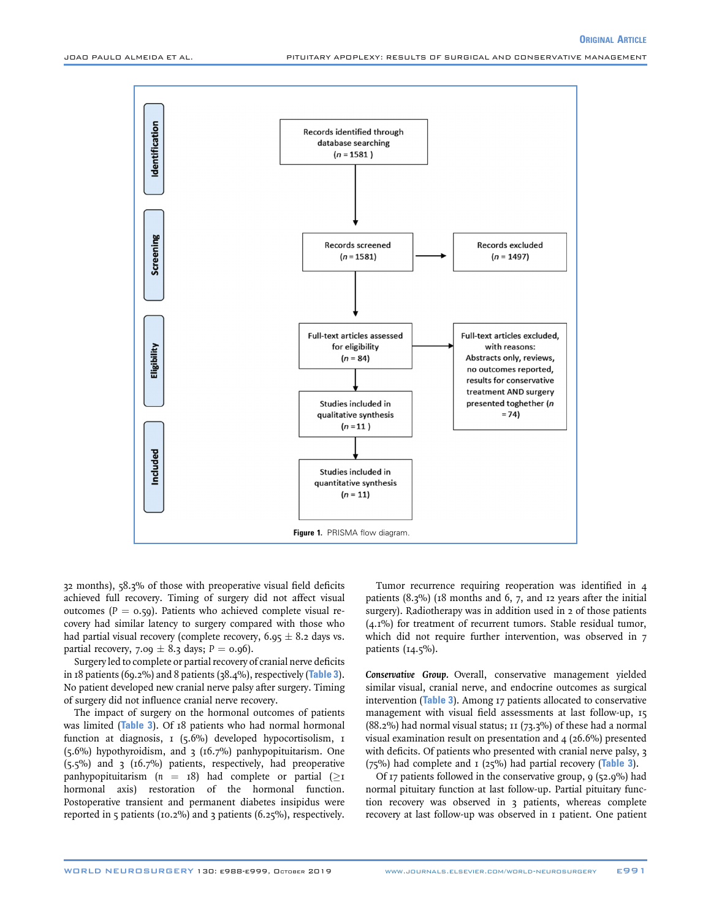| Identification | Screening | Eligibility | Included |
|---|---|---|---|

Records identified through database searching (*n* = 1581 )

Records screened (*n* = 1581) → Records excluded (*n* = 1497)

Full-text articles assessed for eligibility (*n* = 84) → Full-text articles excluded, with reasons: Abstracts only, reviews, no outcomes reported, results for conservative treatment AND surgery presented toghether (*n* = 74)

Studies included in qualitative synthesis (*n* = 11 )

Studies included in quantitative synthesis (*n* = 11)

**Figure 1.** PRISMA flow diagram.

32 months), 58.3% of those with preoperative visual field deficits achieved full recovery. Timing of surgery did not affect visual outcomes ($P = 0.59$). Patients who achieved complete visual recovery had similar latency to surgery compared with those who had partial visual recovery (complete recovery, $6.95 \pm 8.2$ days vs. partial recovery, $7.09 \pm 8.3$ days; $P = 0.96$).

Surgery led to complete or partial recovery of cranial nerve deficits in 18 patients (69.2%) and 8 patients (38.4%), respectively (Table 3). No patient developed new cranial nerve palsy after surgery. Timing of surgery did not influence cranial nerve recovery.

The impact of surgery on the hormonal outcomes of patients was limited (Table 3). Of 18 patients who had normal hormonal function at diagnosis, 1 (5.6%) developed hypocortisolism, 1 (5.6%) hypothyroidism, and 3 (16.7%) panhypopituitarism. One (5.5%) and 3 (16.7%) patients, respectively, had preoperative panhypopituitarism ($n = 18$) had complete or partial ($\geq$1 hormonal axis) restoration of the hormonal function. Postoperative transient and permanent diabetes insipidus were reported in 5 patients (10.2%) and 3 patients (6.25%), respectively.

Tumor recurrence requiring reoperation was identified in 4 patients (8.3%) (18 months and 6, 7, and 12 years after the initial surgery). Radiotherapy was in addition used in 2 of those patients (4.1%) for treatment of recurrent tumors. Stable residual tumor, which did not require further intervention, was observed in 7 patients (14.5%).

***Conservative Group.*** Overall, conservative management yielded similar visual, cranial nerve, and endocrine outcomes as surgical intervention (Table 3). Among 17 patients allocated to conservative management with visual field assessments at last follow-up, 15 (88.2%) had normal visual status; 11 (73.3%) of these had a normal visual examination result on presentation and 4 (26.6%) presented with deficits. Of patients who presented with cranial nerve palsy, 3 (75%) had complete and 1 (25%) had partial recovery (Table 3).

Of 17 patients followed in the conservative group, 9 (52.9%) had normal pituitary function at last follow-up. Partial pituitary function recovery was observed in 3 patients, whereas complete recovery at last follow-up was observed in 1 patient. One patient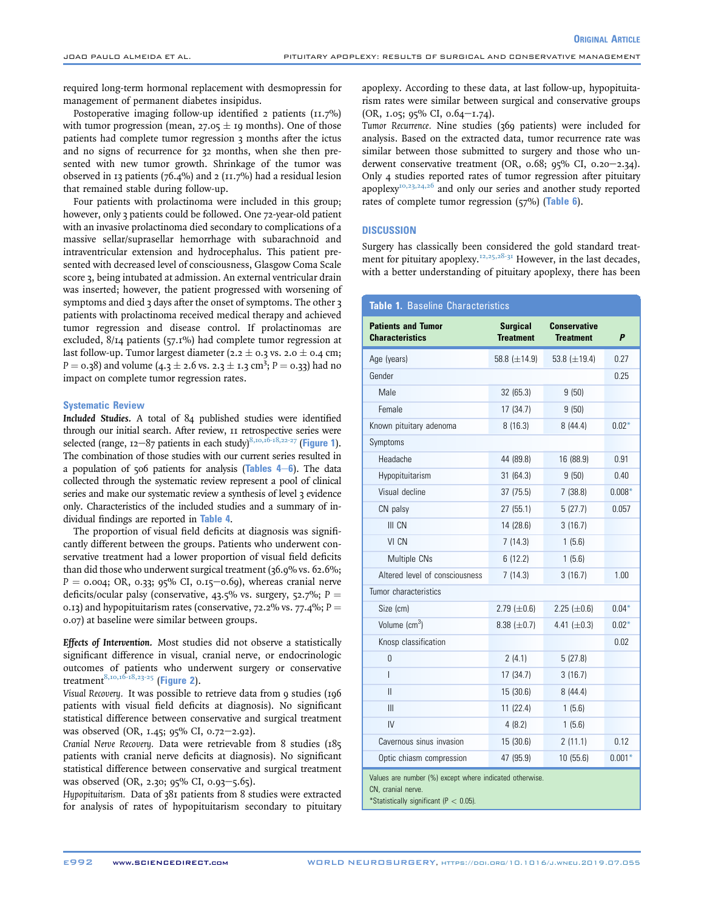required long-term hormonal replacement with desmopressin for management of permanent diabetes insipidus.

Postoperative imaging follow-up identified 2 patients (11.7%) with tumor progression (mean, 27.05 ± 19 months). One of those patients had complete tumor regression 3 months after the ictus and no signs of recurrence for 32 months, when she then presented with new tumor growth. Shrinkage of the tumor was observed in 13 patients (76.4%) and 2 (11.7%) had a residual lesion that remained stable during follow-up.

Four patients with prolactinoma were included in this group; however, only 3 patients could be followed. One 72-year-old patient with an invasive prolactinoma died secondary to complications of a massive sellar/suprasellar hemorrhage with subarachnoid and intraventricular extension and hydrocephalus. This patient presented with decreased level of consciousness, Glasgow Coma Scale score 3, being intubated at admission. An external ventricular drain was inserted; however, the patient progressed with worsening of symptoms and died 3 days after the onset of symptoms. The other 3 patients with prolactinoma received medical therapy and achieved tumor regression and disease control. If prolactinomas are excluded, 8/14 patients (57.1%) had complete tumor regression at last follow-up. Tumor largest diameter (2.2 ± 0.3 vs. 2.0 ± 0.4 cm; P = 0.38) and volume (4.3 ± 2.6 vs. 2.3 ± 1.3 cm$^3$; P = 0.33) had no impact on complete tumor regression rates.

### Systematic Review

***Included Studies.*** A total of 84 published studies were identified through our initial search. After review, 11 retrospective series were selected (range, 12−87 patients in each study)[8,10,16-18,22-27] (Figure 1). The combination of those studies with our current series resulted in a population of 506 patients for analysis (Tables 4−6). The data collected through the systematic review represent a pool of clinical series and make our systematic review a synthesis of level 3 evidence only. Characteristics of the included studies and a summary of individual findings are reported in Table 4.

The proportion of visual field deficits at diagnosis was significantly different between the groups. Patients who underwent conservative treatment had a lower proportion of visual field deficits than did those who underwent surgical treatment (36.9% vs. 62.6%; P = 0.004; OR, 0.33; 95% CI, 0.15−0.69), whereas cranial nerve deficits/ocular palsy (conservative, 43.5% vs. surgery, 52.7%; P = 0.13) and hypopituitarism rates (conservative, 72.2% vs. 77.4%; P = 0.07) at baseline were similar between groups.

***Effects of Intervention.*** Most studies did not observe a statistically significant difference in visual, cranial nerve, or endocrinologic outcomes of patients who underwent surgery or conservative treatment[8,10,16-18,23-25] (Figure 2).

*Visual Recovery.* It was possible to retrieve data from 9 studies (196 patients with visual field deficits at diagnosis). No significant statistical difference between conservative and surgical treatment was observed (OR, 1.45; 95% CI, 0.72−2.92).

*Cranial Nerve Recovery.* Data were retrievable from 8 studies (185 patients with cranial nerve deficits at diagnosis). No significant statistical difference between conservative and surgical treatment was observed (OR, 2.30; 95% CI, 0.93−5.65).

*Hypopituitarism.* Data of 381 patients from 8 studies were extracted for analysis of rates of hypopituitarism secondary to pituitary apoplexy. According to these data, at last follow-up, hypopituitarism rates were similar between surgical and conservative groups (OR, 1.05; 95% CI, 0.64−1.74).

*Tumor Recurrence.* Nine studies (369 patients) were included for analysis. Based on the extracted data, tumor recurrence rate was similar between those submitted to surgery and those who underwent conservative treatment (OR, 0.68; 95% CI, 0.20−2.34). Only 4 studies reported rates of tumor regression after pituitary apoplexy[10,23,24,26] and only our series and another study reported rates of complete tumor regression (57%) (Table 6).

## DISCUSSION

Surgery has classically been considered the gold standard treatment for pituitary apoplexy.[12,25,28-31] However, in the last decades, with a better understanding of pituitary apoplexy, there has been

**Table 1.** Baseline Characteristics

| Patients and Tumor Characteristics | Surgical Treatment | Conservative Treatment | P |
|---|---|---|---|
| Age (years) | 58.8 (±14.9) | 53.8 (±19.4) | 0.27 |
| Gender | | | 0.25 |
| Male | 32 (65.3) | 9 (50) | |
| Female | 17 (34.7) | 9 (50) | |
| Known pituitary adenoma | 8 (16.3) | 8 (44.4) | 0.02* |
| Symptoms | | | |
| Headache | 44 (89.8) | 16 (88.9) | 0.91 |
| Hypopituitarism | 31 (64.3) | 9 (50) | 0.40 |
| Visual decline | 37 (75.5) | 7 (38.8) | 0.008* |
| CN palsy | 27 (55.1) | 5 (27.7) | 0.057 |
| III CN | 14 (28.6) | 3 (16.7) | |
| VI CN | 7 (14.3) | 1 (5.6) | |
| Multiple CNs | 6 (12.2) | 1 (5.6) | |
| Altered level of consciousness | 7 (14.3) | 3 (16.7) | 1.00 |
| Tumor characteristics | | | |
| Size (cm) | 2.79 (±0.6) | 2.25 (±0.6) | 0.04* |
| Volume (cm$^3$) | 8.38 (±0.7) | 4.41 (±0.3) | 0.02* |
| Knosp classification | | | 0.02 |
| 0 | 2 (4.1) | 5 (27.8) | |
| I | 17 (34.7) | 3 (16.7) | |
| II | 15 (30.6) | 8 (44.4) | |
| III | 11 (22.4) | 1 (5.6) | |
| IV | 4 (8.2) | 1 (5.6) | |
| Cavernous sinus invasion | 15 (30.6) | 2 (11.1) | 0.12 |
| Optic chiasm compression | 47 (95.9) | 10 (55.6) | 0.001* |

Values are number (%) except where indicated otherwise.
CN, cranial nerve.
*Statistically significant (P < 0.05).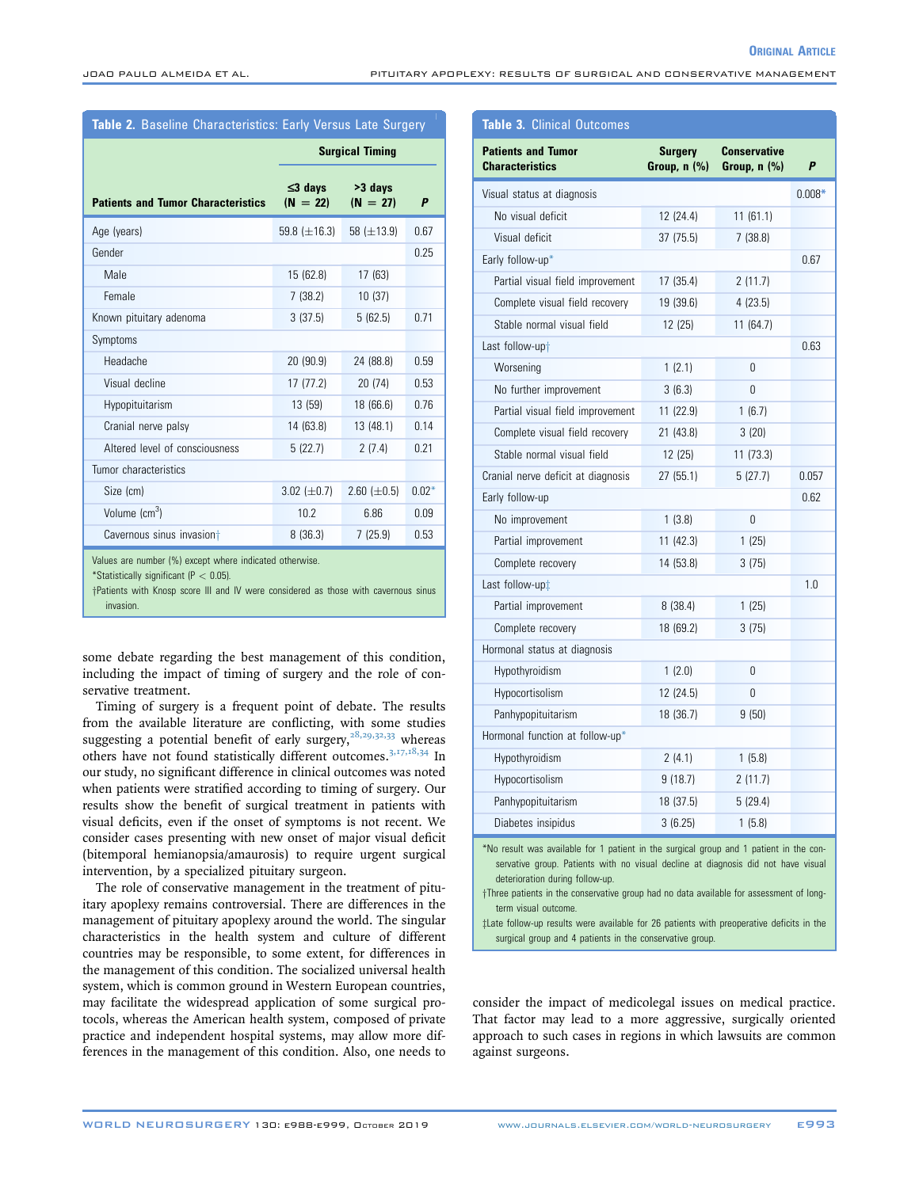**Table 2.** Baseline Characteristics: Early Versus Late Surgery

| Patients and Tumor Characteristics | Surgical Timing | | |
|---|---|---|---|
| | ≤3 days (N = 22) | >3 days (N = 27) | *P* |
| Age (years) | 59.8 (±16.3) | 58 (±13.9) | 0.67 |
| Gender | | | 0.25 |
| Male | 15 (62.8) | 17 (63) | |
| Female | 7 (38.2) | 10 (37) | |
| Known pituitary adenoma | 3 (37.5) | 5 (62.5) | 0.71 |
| Symptoms | | | |
| Headache | 20 (90.9) | 24 (88.8) | 0.59 |
| Visual decline | 17 (77.2) | 20 (74) | 0.53 |
| Hypopituitarism | 13 (59) | 18 (66.6) | 0.76 |
| Cranial nerve palsy | 14 (63.8) | 13 (48.1) | 0.14 |
| Altered level of consciousness | 5 (22.7) | 2 (7.4) | 0.21 |
| Tumor characteristics | | | |
| Size (cm) | 3.02 (±0.7) | 2.60 (±0.5) | 0.02* |
| Volume ($cm^3$) | 10.2 | 6.86 | 0.09 |
| Cavernous sinus invasion† | 8 (36.3) | 7 (25.9) | 0.53 |

Values are number (%) except where indicated otherwise.
*Statistically significant ($P < 0.05$).
†Patients with Knosp score III and IV were considered as those with cavernous sinus invasion.

**Table 3.** Clinical Outcomes

| Patients and Tumor Characteristics | Surgery Group, n (%) | Conservative Group, n (%) | *P* |
|---|---|---|---|
| Visual status at diagnosis | | | 0.008* |
| No visual deficit | 12 (24.4) | 11 (61.1) | |
| Visual deficit | 37 (75.5) | 7 (38.8) | |
| Early follow-up* | | | 0.67 |
| Partial visual field improvement | 17 (35.4) | 2 (11.7) | |
| Complete visual field recovery | 19 (39.6) | 4 (23.5) | |
| Stable normal visual field | 12 (25) | 11 (64.7) | |
| Last follow-up† | | | 0.63 |
| Worsening | 1 (2.1) | 0 | |
| No further improvement | 3 (6.3) | 0 | |
| Partial visual field improvement | 11 (22.9) | 1 (6.7) | |
| Complete visual field recovery | 21 (43.8) | 3 (20) | |
| Stable normal visual field | 12 (25) | 11 (73.3) | |
| Cranial nerve deficit at diagnosis | 27 (55.1) | 5 (27.7) | 0.057 |
| Early follow-up | | | 0.62 |
| No improvement | 1 (3.8) | 0 | |
| Partial improvement | 11 (42.3) | 1 (25) | |
| Complete recovery | 14 (53.8) | 3 (75) | |
| Last follow-up‡ | | | 1.0 |
| Partial improvement | 8 (38.4) | 1 (25) | |
| Complete recovery | 18 (69.2) | 3 (75) | |
| Hormonal status at diagnosis | | | |
| Hypothyroidism | 1 (2.0) | 0 | |
| Hypocortisolism | 12 (24.5) | 0 | |
| Panhypopituitarism | 18 (36.7) | 9 (50) | |
| Hormonal function at follow-up* | | | |
| Hypothyroidism | 2 (4.1) | 1 (5.8) | |
| Hypocortisolism | 9 (18.7) | 2 (11.7) | |
| Panhypopituitarism | 18 (37.5) | 5 (29.4) | |
| Diabetes insipidus | 3 (6.25) | 1 (5.8) | |

*No result was available for 1 patient in the surgical group and 1 patient in the conservative group. Patients with no visual decline at diagnosis did not have visual deterioration during follow-up.
†Three patients in the conservative group had no data available for assessment of long-term visual outcome.
‡Late follow-up results were available for 26 patients with preoperative deficits in the surgical group and 4 patients in the conservative group.

some debate regarding the best management of this condition, including the impact of timing of surgery and the role of conservative treatment.

Timing of surgery is a frequent point of debate. The results from the available literature are conflicting, with some studies suggesting a potential benefit of early surgery,[28,29,32,33] whereas others have not found statistically different outcomes.[3,17,18,34] In our study, no significant difference in clinical outcomes was noted when patients were stratified according to timing of surgery. Our results show the benefit of surgical treatment in patients with visual deficits, even if the onset of symptoms is not recent. We consider cases presenting with new onset of major visual deficit (bitemporal hemianopsia/amaurosis) to require urgent surgical intervention, by a specialized pituitary surgeon.

The role of conservative management in the treatment of pituitary apoplexy remains controversial. There are differences in the management of pituitary apoplexy around the world. The singular characteristics in the health system and culture of different countries may be responsible, to some extent, for differences in the management of this condition. The socialized universal health system, which is common ground in Western European countries, may facilitate the widespread application of some surgical protocols, whereas the American health system, composed of private practice and independent hospital systems, may allow more differences in the management of this condition. Also, one needs to consider the impact of medicolegal issues on medical practice. That factor may lead to a more aggressive, surgically oriented approach to such cases in regions in which lawsuits are common against surgeons.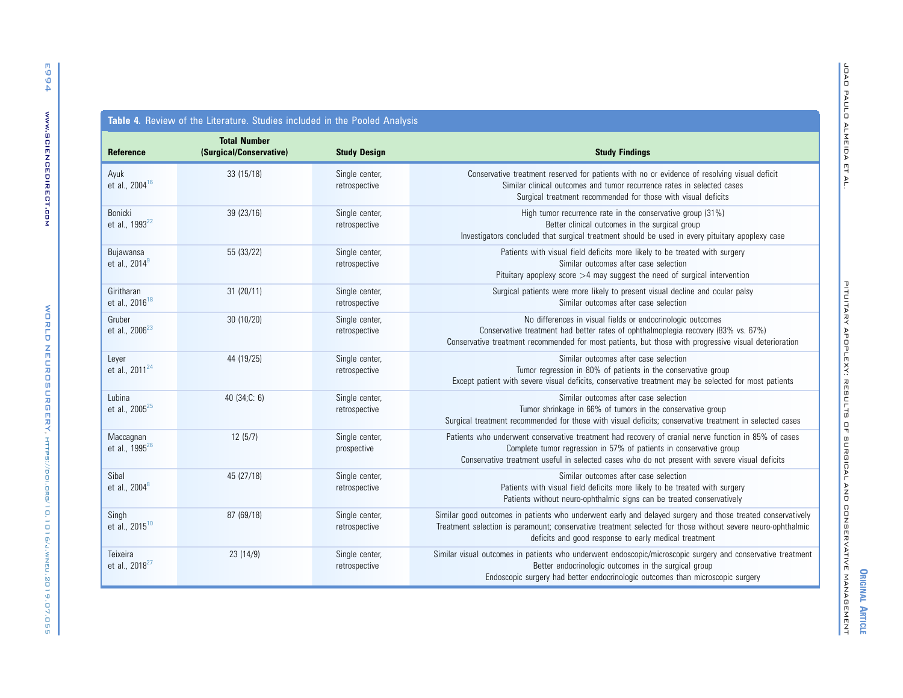**Table 4.** Review of the Literature. Studies included in the Pooled Analysis

| Reference | Total Number (Surgical/Conservative) | Study Design | Study Findings |
|---|---|---|---|
| Ayuk et al., 2004[16] | 33 (15/18) | Single center, retrospective | Conservative treatment reserved for patients with no or evidence of resolving visual deficit<br>Similar clinical outcomes and tumor recurrence rates in selected cases<br>Surgical treatment recommended for those with visual deficits |
| Bonicki et al., 1993[22] | 39 (23/16) | Single center, retrospective | High tumor recurrence rate in the conservative group (31%)<br>Better clinical outcomes in the surgical group<br>Investigators concluded that surgical treatment should be used in every pituitary apoplexy case |
| Bujawansa et al., 2014[9] | 55 (33/22) | Single center, retrospective | Patients with visual field deficits more likely to be treated with surgery<br>Similar outcomes after case selection<br>Pituitary apoplexy score >4 may suggest the need of surgical intervention |
| Giritharan et al., 2016[18] | 31 (20/11) | Single center, retrospective | Surgical patients were more likely to present visual decline and ocular palsy<br>Similar outcomes after case selection |
| Gruber et al., 2006[23] | 30 (10/20) | Single center, retrospective | No differences in visual fields or endocrinologic outcomes<br>Conservative treatment had better rates of ophthalmoplegia recovery (83% vs. 67%)<br>Conservative treatment recommended for most patients, but those with progressive visual deterioration |
| Leyer et al., 2011[24] | 44 (19/25) | Single center, retrospective | Similar outcomes after case selection<br>Tumor regression in 80% of patients in the conservative group<br>Except patient with severe visual deficits, conservative treatment may be selected for most patients |
| Lubina et al., 2005[25] | 40 (34;C: 6) | Single center, retrospective | Similar outcomes after case selection<br>Tumor shrinkage in 66% of tumors in the conservative group<br>Surgical treatment recommended for those with visual deficits; conservative treatment in selected cases |
| Maccagnan et al., 1995[26] | 12 (5/7) | Single center, prospective | Patients who underwent conservative treatment had recovery of cranial nerve function in 85% of cases<br>Complete tumor regression in 57% of patients in conservative group<br>Conservative treatment useful in selected cases who do not present with severe visual deficits |
| Sibal et al., 2004[8] | 45 (27/18) | Single center, retrospective | Similar outcomes after case selection<br>Patients with visual field deficits more likely to be treated with surgery<br>Patients without neuro-ophthalmic signs can be treated conservatively |
| Singh et al., 2015[10] | 87 (69/18) | Single center, retrospective | Similar good outcomes in patients who underwent early and delayed surgery and those treated conservatively<br>Treatment selection is paramount; conservative treatment selected for those without severe neuro-ophthalmic deficits and good response to early medical treatment |
| Teixeira et al., 2018[27] | 23 (14/9) | Single center, retrospective | Similar visual outcomes in patients who underwent endoscopic/microscopic surgery and conservative treatment<br>Better endocrinologic outcomes in the surgical group<br>Endoscopic surgery had better endocrinologic outcomes than microscopic surgery |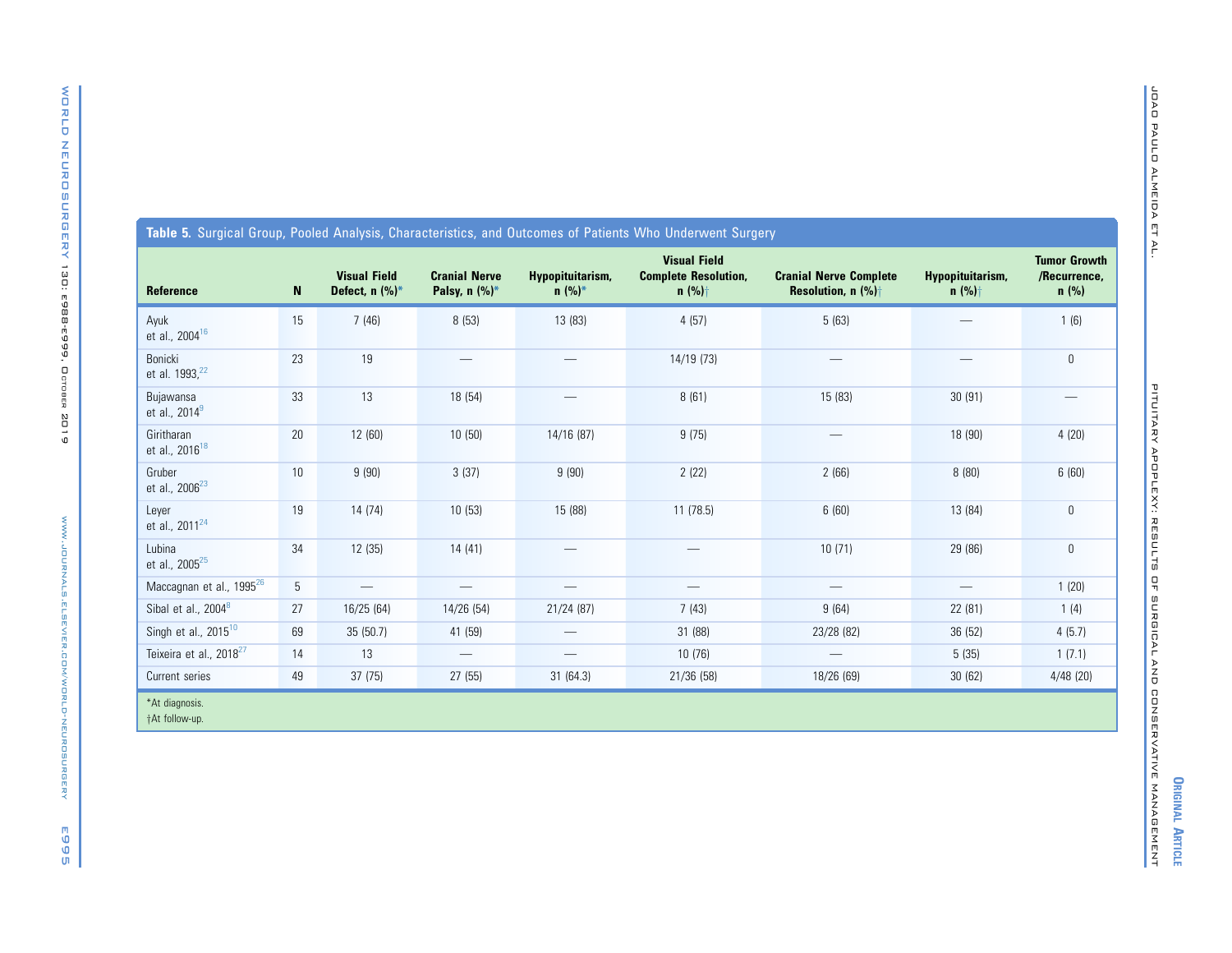**Table 5.** Surgical Group, Pooled Analysis, Characteristics, and Outcomes of Patients Who Underwent Surgery

| Reference | N | Visual Field Defect, n (%)* | Cranial Nerve Palsy, n (%)* | Hypopituitarism, n (%)* | Visual Field Complete Resolution, n (%)† | Cranial Nerve Complete Resolution, n (%)† | Hypopituitarism, n (%)† | Tumor Growth /Recurrence, n (%) |
|---|---|---|---|---|---|---|---|---|
| Ayuk et al., 2004[16] | 15 | 7 (46) | 8 (53) | 13 (83) | 4 (57) | 5 (63) | — | 1 (6) |
| Bonicki et al. 1993,[22] | 23 | 19 | — | — | 14/19 (73) | — | — | 0 |
| Bujawansa et al., 2014[9] | 33 | 13 | 18 (54) | — | 8 (61) | 15 (83) | 30 (91) | — |
| Giritharan et al., 2016[18] | 20 | 12 (60) | 10 (50) | 14/16 (87) | 9 (75) | — | 18 (90) | 4 (20) |
| Gruber et al., 2006[23] | 10 | 9 (90) | 3 (37) | 9 (90) | 2 (22) | 2 (66) | 8 (80) | 6 (60) |
| Leyer et al., 2011[24] | 19 | 14 (74) | 10 (53) | 15 (88) | 11 (78.5) | 6 (60) | 13 (84) | 0 |
| Lubina et al., 2005[25] | 34 | 12 (35) | 14 (41) | — | — | 10 (71) | 29 (86) | 0 |
| Maccagnan et al., 1995[26] | 5 | — | — | — | — | — | — | 1 (20) |
| Sibal et al., 2004[8] | 27 | 16/25 (64) | 14/26 (54) | 21/24 (87) | 7 (43) | 9 (64) | 22 (81) | 1 (4) |
| Singh et al., 2015[10] | 69 | 35 (50.7) | 41 (59) | — | 31 (88) | 23/28 (82) | 36 (52) | 4 (5.7) |
| Teixeira et al., 2018[27] | 14 | 13 | — | — | 10 (76) | — | 5 (35) | 1 (7.1) |
| Current series | 49 | 37 (75) | 27 (55) | 31 (64.3) | 21/36 (58) | 18/26 (69) | 30 (62) | 4/48 (20) |

*At diagnosis.
†At follow-up.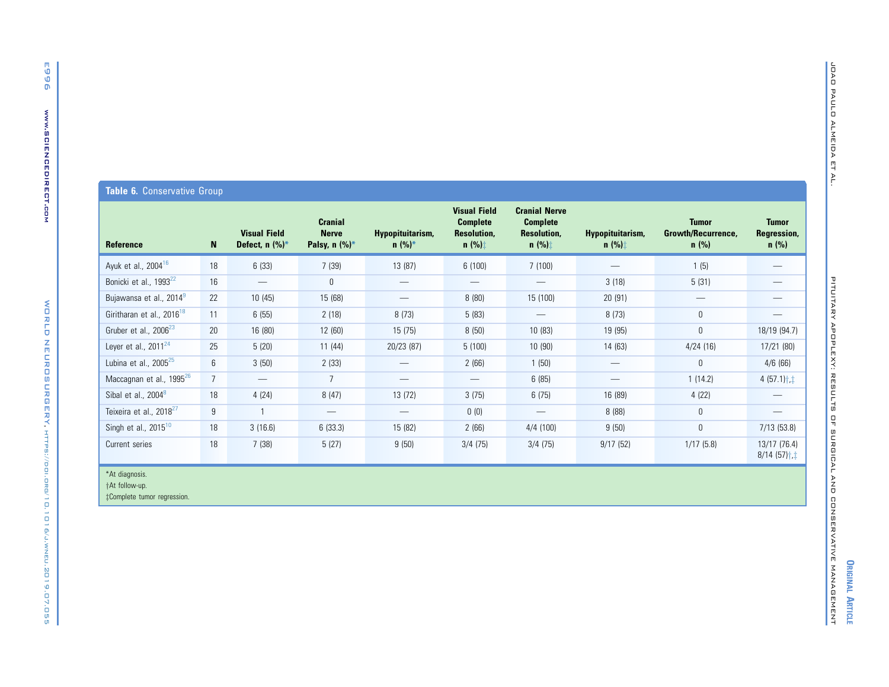**Table 6.** Conservative Group

| Reference | N | Visual Field Defect, n (%)* | Cranial Nerve Palsy, n (%)* | Hypopituitarism, n (%)* | Visual Field Complete Resolution, n (%)‡ | Cranial Nerve Complete Resolution, n (%)‡ | Hypopituitarism, n (%)‡ | Tumor Growth/Recurrence, n (%) | Tumor Regression, n (%) |
|---|---|---|---|---|---|---|---|---|---|
| Ayuk et al., 2004[16] | 18 | 6 (33) | 7 (39) | 13 (87) | 6 (100) | 7 (100) | — | 1 (5) | — |
| Bonicki et al., 1993[22] | 16 | — | 0 | — | — | — | 3 (18) | 5 (31) | — |
| Bujawansa et al., 2014[9] | 22 | 10 (45) | 15 (68) | — | 8 (80) | 15 (100) | 20 (91) | — | — |
| Giritharan et al., 2016[18] | 11 | 6 (55) | 2 (18) | 8 (73) | 5 (83) | — | 8 (73) | 0 | — |
| Gruber et al., 2006[23] | 20 | 16 (80) | 12 (60) | 15 (75) | 8 (50) | 10 (83) | 19 (95) | 0 | 18/19 (94.7) |
| Leyer et al., 2011[24] | 25 | 5 (20) | 11 (44) | 20/23 (87) | 5 (100) | 10 (90) | 14 (63) | 4/24 (16) | 17/21 (80) |
| Lubina et al., 2005[25] | 6 | 3 (50) | 2 (33) | — | 2 (66) | 1 (50) | — | 0 | 4/6 (66) |
| Maccagnan et al., 1995[26] | 7 | — | 7 | — | — | 6 (85) | — | 1 (14.2) | 4 (57.1)†,‡ |
| Sibal et al., 2004[8] | 18 | 4 (24) | 8 (47) | 13 (72) | 3 (75) | 6 (75) | 16 (89) | 4 (22) | — |
| Teixeira et al., 2018[27] | 9 | 1 | — | — | 0 (0) | — | 8 (88) | 0 | — |
| Singh et al., 2015[10] | 18 | 3 (16.6) | 6 (33.3) | 15 (82) | 2 (66) | 4/4 (100) | 9 (50) | 0 | 7/13 (53.8) |
| Current series | 18 | 7 (38) | 5 (27) | 9 (50) | 3/4 (75) | 3/4 (75) | 9/17 (52) | 1/17 (5.8) | 13/17 (76.4) 8/14 (57)†,‡ |

*At diagnosis.
†At follow-up.
‡Complete tumor regression.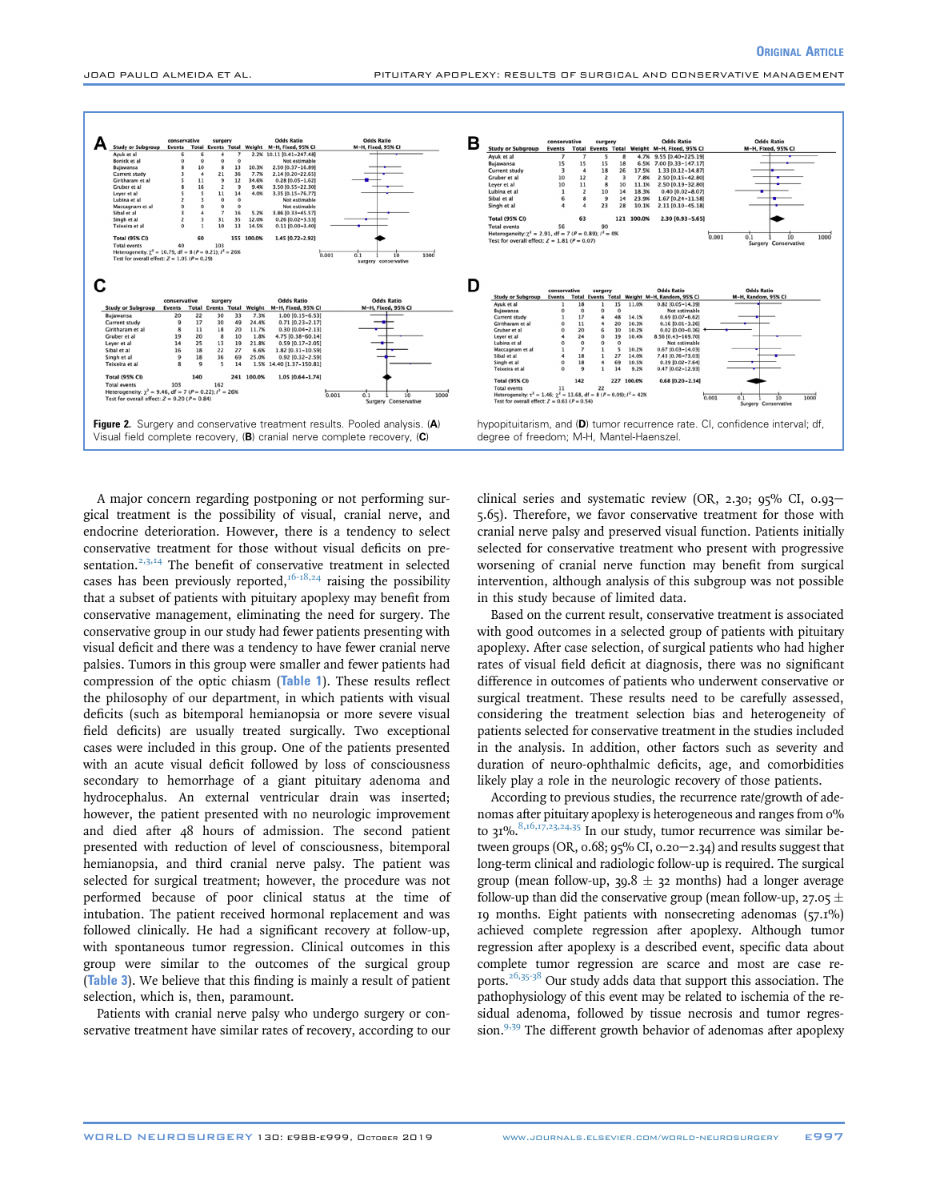**A**

| Study or Subgroup | conservative Events | conservative Total | surgery Events | surgery Total | Weight | Odds Ratio M-H, Fixed, 95% CI |
|---|---|---|---|---|---|---|
| Ayuk et al | 6 | 6 | 4 | 7 | 2.2% | 10.11 [0.41–247.48] |
| Bonick et al | 0 | 0 | 0 | 0 | | Not estimable |
| Bujawansa | 8 | 10 | 8 | 13 | 10.3% | 2.50 [0.37–16.89] |
| Current study | 3 | 4 | 21 | 36 | 7.7% | 2.14 [0.20–22.65] |
| Giritharan et al | 5 | 11 | 9 | 12 | 34.6% | 0.28 [0.05–1.62] |
| Gruber et al | 8 | 16 | 2 | 9 | 9.4% | 3.50 [0.55–22.30] |
| Leyer et al | 5 | 5 | 11 | 14 | 4.0% | 3.35 [0.15–76.77] |
| Lubina et al | 2 | 3 | 0 | 0 | | Not estimable |
| Maccagnam et al | 0 | 0 | 0 | 0 | | Not estimable |
| Sibal et al | 3 | 4 | 7 | 16 | 5.2% | 3.86 [0.33–45.57] |
| Singh et al | 2 | 3 | 31 | 35 | 12.0% | 0.26 [0.02–3.53] |
| Teixeira et al | 0 | 1 | 10 | 13 | 14.5% | 0.11 [0.00–3.40] |
| **Total (95% CI)** | | 60 | | 155 | 100.0% | 1.45 [0.72–2.92] |
| Total events | 40 | | 103 | | | |

Heterogeneity: $\chi^2 = 10.79$, df = 8 ($P = 0.21$); $I^2 = 26\%$
Test for overall effect: $Z = 1.05$ ($P = 0.29$)

Odds Ratio M-H, Fixed, 95% CI
0.001 0.1 1 10 1000
surgery conservative

**B**

| Study or Subgroup | conservative Events | conservative Total | surgery Events | surgery Total | Weight | Odds Ratio M-H, Fixed, 95% CI |
|---|---|---|---|---|---|---|
| Ayuk et al | 7 | 7 | 5 | 8 | 4.7% | 9.55 [0.40–225.19] |
| Bujawansa | 15 | 15 | 15 | 18 | 6.5% | 7.00 [0.33–147.17] |
| Current study | 3 | 4 | 18 | 26 | 17.5% | 1.33 [0.12–14.87] |
| Gruber et al | 10 | 12 | 2 | 3 | 7.8% | 2.50 [0.15–42.80] |
| Leyer et al | 10 | 11 | 8 | 10 | 11.1% | 2.50 [0.19–32.80] |
| Lubina et al | 1 | 2 | 10 | 14 | 18.3% | 0.40 [0.02–8.07] |
| Sibal et al | 6 | 8 | 9 | 14 | 23.9% | 1.67 [0.24–11.58] |
| Singh et al | 4 | 4 | 23 | 28 | 10.1% | 2.11 [0.10–45.18] |
| **Total (95% CI)** | | 63 | | 121 | 100.0% | 2.30 [0.93–5.65] |
| Total events | 56 | | 90 | | | |

Heterogeneity: $\chi^2 = 2.91$, df = 7 ($P = 0.89$); $I^2 = 0\%$
Test for overall effect: $Z = 1.81$ ($P = 0.07$)

Odds Ratio M-H, Fixed, 95% CI
0.001 0.1 1 10 1000
Surgery Conservative

**C**

| Study or Subgroup | conservative Events | conservative Total | surgery Events | surgery Total | Weight | Odds Ratio M-H, Fixed, 95% CI |
|---|---|---|---|---|---|---|
| Bujawansa | 20 | 22 | 30 | 33 | 7.3% | 1.00 [0.15–6.53] |
| Current study | 9 | 17 | 30 | 49 | 24.4% | 0.71 [0.23–2.17] |
| Giritharam et al | 8 | 11 | 18 | 20 | 11.7% | 0.30 [0.04–2.13] |
| Gruber et al | 19 | 20 | 8 | 10 | 1.8% | 4.75 [0.38–60.14] |
| Leyer et al | 14 | 25 | 13 | 19 | 21.8% | 0.59 [0.17–2.05] |
| Sibal et al | 16 | 18 | 22 | 27 | 6.6% | 1.82 [0.31–10.59] |
| Singh et al | 9 | 18 | 36 | 69 | 25.0% | 0.92 [0.32–2.59] |
| Teixeira et al | 8 | 9 | 5 | 14 | 1.5% | 14.40 [1.37–150.81] |
| **Total (95% CI)** | | 140 | | 241 | 100.0% | 1.05 [0.64–1.74] |
| Total events | 103 | | 162 | | | |

Heterogeneity: $\chi^2 = 9.46$, df = 7 ($P = 0.22$); $I^2 = 26\%$
Test for overall effect: $Z = 0.20$ ($P = 0.84$)

Odds Ratio M-H, Fixed, 95% CI
0.001 0.1 1 10 1000
Surgery Conservative

**D**

| Study or Subgroup | conservative Events | conservative Total | surgery Events | surgery Total | Weight | Odds Ratio M-H, Random, 95% CI |
|---|---|---|---|---|---|---|
| Ayuk et al | 1 | 18 | 1 | 15 | 11.0% | 0.82 [0.05–14.39] |
| Bujawansa | 0 | 0 | 0 | 0 | | Not estimable |
| Current study | 1 | 17 | 4 | 48 | 14.1% | 0.69 [0.07–6.62] |
| Giritharam et al | 0 | 11 | 4 | 20 | 10.3% | 0.16 [0.01–3.26] |
| Gruber et al | 0 | 20 | 6 | 10 | 10.2% | 0.02 [0.00–0.36] |
| Leyer et al | 4 | 24 | 0 | 19 | 10.4% | 8.56 [0.43–169.70] |
| Lubina et al | 0 | 0 | 0 | 0 | | Not estimable |
| Maccagnam et al | 1 | 7 | 1 | 5 | 10.2% | 0.67 [0.03–14.03] |
| Sibal et al | 4 | 18 | 1 | 27 | 14.0% | 7.43 [0.76–73.03] |
| Singh et al | 0 | 18 | 4 | 69 | 10.5% | 0.39 [0.02–7.64] |
| Teixeira et al | 0 | 9 | 1 | 14 | 9.2% | 0.47 [0.02–12.93] |
| **Total (95% CI)** | | 142 | | 227 | 100.0% | 0.68 [0.20–2.34] |
| Total events | 11 | | 22 | | | |

Heterogeneity: $\tau^2 = 1.46$; $\chi^2 = 13.68$, df = 8 ($P = 0.09$); $I^2 = 42\%$
Test for overall effect: $Z = 0.61$ ($P = 0.54$)

Odds Ratio M-H, Random, 95% CI
0.001 0.1 1 10 1000
Surgery Conservative

**Figure 2.** Surgery and conservative treatment results. Pooled analysis. (**A**) Visual field complete recovery, (**B**) cranial nerve complete recovery, (**C**) hypopituitarism, and (**D**) tumor recurrence rate. CI, confidence interval; df, degree of freedom; M-H, Mantel-Haenszel.

A major concern regarding postponing or not performing surgical treatment is the possibility of visual, cranial nerve, and endocrine deterioration. However, there is a tendency to select conservative treatment for those without visual deficits on presentation.[2,3,14] The benefit of conservative treatment in selected cases has been previously reported,[16-18,24] raising the possibility that a subset of patients with pituitary apoplexy may benefit from conservative management, eliminating the need for surgery. The conservative group in our study had fewer patients presenting with visual deficit and there was a tendency to have fewer cranial nerve palsies. Tumors in this group were smaller and fewer patients had compression of the optic chiasm (Table 1). These results reflect the philosophy of our department, in which patients with visual deficits (such as bitemporal hemianopsia or more severe visual field deficits) are usually treated surgically. Two exceptional cases were included in this group. One of the patients presented with an acute visual deficit followed by loss of consciousness secondary to hemorrhage of a giant pituitary adenoma and hydrocephalus. An external ventricular drain was inserted; however, the patient presented with no neurologic improvement and died after 48 hours of admission. The second patient presented with reduction of level of consciousness, bitemporal hemianopsia, and third cranial nerve palsy. The patient was selected for surgical treatment; however, the procedure was not performed because of poor clinical status at the time of intubation. The patient received hormonal replacement and was followed clinically. He had a significant recovery at follow-up, with spontaneous tumor regression. Clinical outcomes in this group were similar to the outcomes of the surgical group (Table 3). We believe that this finding is mainly a result of patient selection, which is, then, paramount.

Patients with cranial nerve palsy who undergo surgery or conservative treatment have similar rates of recovery, according to our clinical series and systematic review (OR, 2.30; 95% CI, 0.93–5.65). Therefore, we favor conservative treatment for those with cranial nerve palsy and preserved visual function. Patients initially selected for conservative treatment who present with progressive worsening of cranial nerve function may benefit from surgical intervention, although analysis of this subgroup was not possible in this study because of limited data.

Based on the current result, conservative treatment is associated with good outcomes in a selected group of patients with pituitary apoplexy. After case selection, of surgical patients who had higher rates of visual field deficit at diagnosis, there was no significant difference in outcomes of patients who underwent conservative or surgical treatment. These results need to be carefully assessed, considering the treatment selection bias and heterogeneity of patients selected for conservative treatment in the studies included in the analysis. In addition, other factors such as severity and duration of neuro-ophthalmic deficits, age, and comorbidities likely play a role in the neurologic recovery of those patients.

According to previous studies, the recurrence rate/growth of adenomas after pituitary apoplexy is heterogeneous and ranges from 0% to 31%.[8,16,17,23,24,35] In our study, tumor recurrence was similar between groups (OR, 0.68; 95% CI, 0.20–2.34) and results suggest that long-term clinical and radiologic follow-up is required. The surgical group (mean follow-up, 39.8 ± 32 months) had a longer average follow-up than did the conservative group (mean follow-up, 27.05 ± 19 months. Eight patients with nonsecreting adenomas (57.1%) achieved complete regression after apoplexy. Although tumor regression after apoplexy is a described event, specific data about complete tumor regression are scarce and most are case reports.[26,35-38] Our study adds data that support this association. The pathophysiology of this event may be related to ischemia of the residual adenoma, followed by tissue necrosis and tumor regression.[9,39] The different growth behavior of adenomas after apoplexy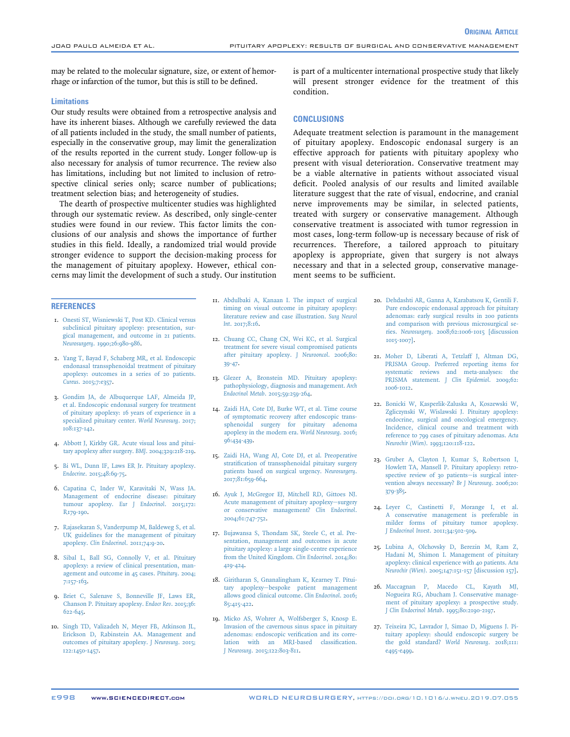may be related to the molecular signature, size, or extent of hemorrhage or infarction of the tumor, but this is still to be defined.

### Limitations

Our study results were obtained from a retrospective analysis and have its inherent biases. Although we carefully reviewed the data of all patients included in the study, the small number of patients, especially in the conservative group, may limit the generalization of the results reported in the current study. Longer follow-up is also necessary for analysis of tumor recurrence. The review also has limitations, including but not limited to inclusion of retrospective clinical series only; scarce number of publications; treatment selection bias; and heterogeneity of studies.

The dearth of prospective multicenter studies was highlighted through our systematic review. As described, only single-center studies were found in our review. This factor limits the conclusions of our analysis and shows the importance of further studies in this field. Ideally, a randomized trial would provide stronger evidence to support the decision-making process for the management of pituitary apoplexy. However, ethical concerns may limit the development of such a study. Our institution is part of a multicenter international prospective study that likely will present stronger evidence for the treatment of this condition.

## CONCLUSIONS

Adequate treatment selection is paramount in the management of pituitary apoplexy. Endoscopic endonasal surgery is an effective approach for patients with pituitary apoplexy who present with visual deterioration. Conservative treatment may be a viable alternative in patients without associated visual deficit. Pooled analysis of our results and limited available literature suggest that the rate of visual, endocrine, and cranial nerve improvements may be similar, in selected patients, treated with surgery or conservative management. Although conservative treatment is associated with tumor regression in most cases, long-term follow-up is necessary because of risk of recurrences. Therefore, a tailored approach to pituitary apoplexy is appropriate, given that surgery is not always necessary and that in a selected group, conservative management seems to be sufficient.

## REFERENCES

1. Onesti ST, Wisniewski T, Post KD. Clinical versus subclinical pituitary apoplexy: presentation, surgical management, and outcome in 21 patients. *Neurosurgery*. 1990;26:980-986.
2. Yang T, Bayad F, Schaberg MR, et al. Endoscopic endonasal transsphenoidal treatment of pituitary apoplexy: outcomes in a series of 20 patients. *Cureus*. 2015;7:e357.
3. Gondim JA, de Albuquerque LAF, Almeida JP, et al. Endoscopic endonasal surgery for treatment of pituitary apoplexy: 16 years of experience in a specialized pituitary center. *World Neurosurg*. 2017;108:137-142.
4. Abbott J, Kirkby GR. Acute visual loss and pituitary apoplexy after surgery. *BMJ*. 2004;329:218-219.
5. Bi WL, Dunn IF, Laws ER Jr. Pituitary apoplexy. *Endocrine*. 2015;48:69-75.
6. Capatina C, Inder W, Karavitaki N, Wass JA. Management of endocrine disease: pituitary tumour apoplexy. *Eur J Endocrinol*. 2015;172:R179-190.
7. Rajasekaran S, Vanderpump M, Baldeweg S, et al. UK guidelines for the management of pituitary apoplexy. *Clin Endocrinol*. 2011;74:9-20.
8. Sibal L, Ball SG, Connolly V, et al. Pituitary apoplexy: a review of clinical presentation, management and outcome in 45 cases. *Pituitary*. 2004;7:157-163.
9. Briet C, Salenave S, Bonneville JF, Laws ER, Chanson P. Pituitary apoplexy. *Endocr Rev*. 2015;36:622-645.
10. Singh TD, Valizadeh N, Meyer FB, Atkinson JL, Erickson D, Rabinstein AA. Management and outcomes of pituitary apoplexy. *J Neurosurg*. 2015;122:1450-1457.
11. Abdulbaki A, Kanaan I. The impact of surgical timing on visual outcome in pituitary apoplexy: literature review and case illustration. *Surg Neurol Int*. 2017;8:16.
12. Chuang CC, Chang CN, Wei KC, et al. Surgical treatment for severe visual compromised patients after pituitary apoplexy. *J Neurooncol*. 2006;80:39-47.
13. Glezer A, Bronstein MD. Pituitary apoplexy: pathophysiology, diagnosis and management. *Arch Endocrinol Metab*. 2015;59:259-264.
14. Zaidi HA, Cote DJ, Burke WT, et al. Time course of symptomatic recovery after endoscopic transsphenoidal surgery for pituitary adenoma apoplexy in the modern era. *World Neurosurg*. 2016;96:434-439.
15. Zaidi HA, Wang AJ, Cote DJ, et al. Preoperative stratification of transsphenoidal pituitary surgery patients based on surgical urgency. *Neurosurgery*. 2017;81:659-664.
16. Ayuk J, McGregor EJ, Mitchell RD, Gittoes NJ. Acute management of pituitary apoplexy—surgery or conservative management? *Clin Endocrinol*. 2004;61:747-752.
17. Bujawansa S, Thondam SK, Steele C, et al. Presentation, management and outcomes in acute pituitary apoplexy: a large single-centre experience from the United Kingdom. *Clin Endocrinol*. 2014;80:419-424.
18. Giritharan S, Gnanalingham K, Kearney T. Pituitary apoplexy—bespoke patient management allows good clinical outcome. *Clin Endocrinol*. 2016;85:415-422.
19. Micko AS, Wohrer A, Wolfsberger S, Knosp E. Invasion of the cavernous sinus space in pituitary adenomas: endoscopic verification and its correlation with an MRI-based classification. *J Neurosurg*. 2015;122:803-811.
20. Dehdashti AR, Ganna A, Karabatsou K, Gentili F. Pure endoscopic endonasal approach for pituitary adenomas: early surgical results in 200 patients and comparison with previous microsurgical series. *Neurosurgery*. 2008;62:1006-1015 [discussion 1015-1007].
21. Moher D, Liberati A, Tetzlaff J, Altman DG, PRISMA Group. Preferred reporting items for systematic reviews and meta-analyses: the PRISMA statement. *J Clin Epidemiol*. 2009;62:1006-1012.
22. Bonicki W, Kasperlik-Zaluska A, Koszewski W, Zgliczynski W, Wislawski J. Pituitary apoplexy: endocrine, surgical and oncological emergency. Incidence, clinical course and treatment with reference to 799 cases of pituitary adenomas. *Acta Neurochir (Wien)*. 1993;120:118-122.
23. Gruber A, Clayton J, Kumar S, Robertson I, Howlett TA, Mansell P. Pituitary apoplexy: retrospective review of 30 patients—is surgical intervention always necessary? *Br J Neurosurg*. 2006;20:379-385.
24. Leyer C, Castinetti F, Morange I, et al. A conservative management is preferable in milder forms of pituitary tumor apoplexy. *J Endocrinol Invest*. 2011;34:502-509.
25. Lubina A, Olchovsky D, Berezin M, Ram Z, Hadani M, Shimon I. Management of pituitary apoplexy: clinical experience with 40 patients. *Acta Neurochir (Wien)*. 2005;147:151-157 [discussion 157].
26. Maccagnan P, Macedo CL, Kayath MJ, Nogueira RG, Abucham J. Conservative management of pituitary apoplexy: a prospective study. *J Clin Endocrinol Metab*. 1995;80:2190-2197.
27. Teixeira JC, Lavrador J, Simao D, Miguens J. Pituitary apoplexy: should endoscopic surgery be the gold standard? *World Neurosurg*. 2018;111:e495-e499.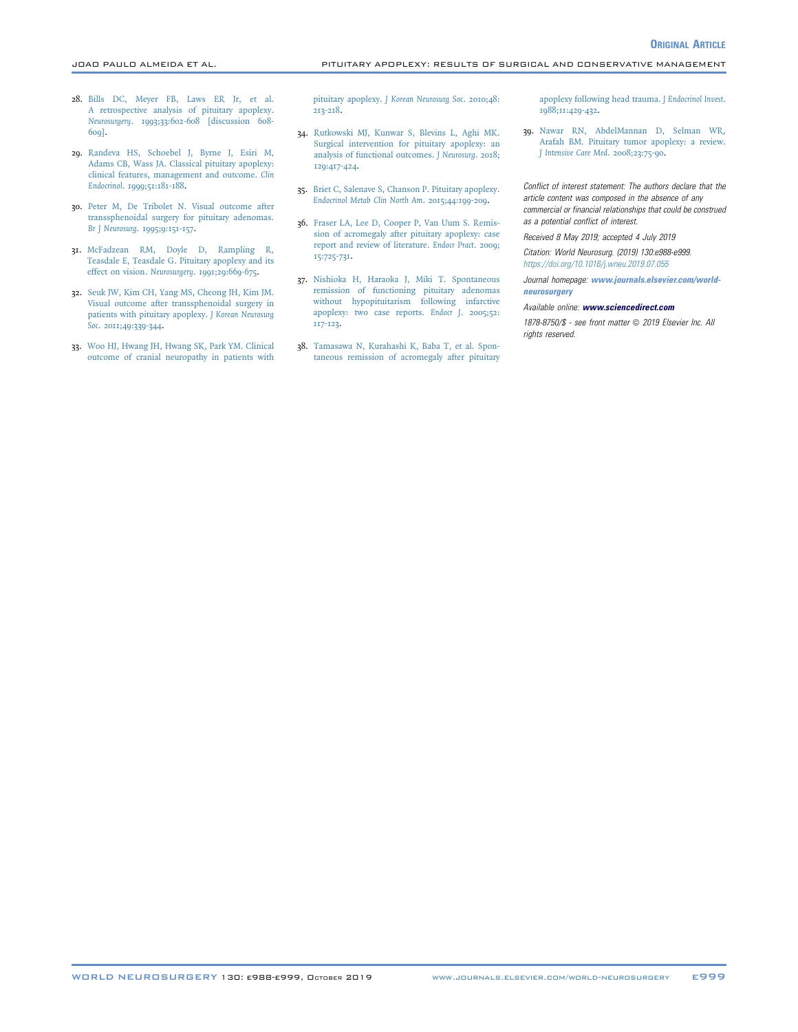28. Bills DC, Meyer FB, Laws ER Jr, et al. A retrospective analysis of pituitary apoplexy. *Neurosurgery*. 1993;33:602-608 [discussion 608-609].

29. Randeva HS, Schoebel J, Byrne J, Esiri M, Adams CB, Wass JA. Classical pituitary apoplexy: clinical features, management and outcome. *Clin Endocrinol*. 1999;51:181-188.

30. Peter M, De Tribolet N. Visual outcome after transsphenoidal surgery for pituitary adenomas. *Br J Neurosurg*. 1995;9:151-157.

31. McFadzean RM, Doyle D, Rampling R, Teasdale E, Teasdale G. Pituitary apoplexy and its effect on vision. *Neurosurgery*. 1991;29:669-675.

32. Seuk JW, Kim CH, Yang MS, Cheong JH, Kim JM. Visual outcome after transsphenoidal surgery in patients with pituitary apoplexy. *J Korean Neurosurg Soc*. 2011;49:339-344.

33. Woo HJ, Hwang JH, Hwang SK, Park YM. Clinical outcome of cranial neuropathy in patients with pituitary apoplexy. *J Korean Neurosurg Soc*. 2010;48:213-218.

34. Rutkowski MJ, Kunwar S, Blevins L, Aghi MK. Surgical intervention for pituitary apoplexy: an analysis of functional outcomes. *J Neurosurg*. 2018;129:417-424.

35. Briet C, Salenave S, Chanson P. Pituitary apoplexy. *Endocrinol Metab Clin North Am*. 2015;44:199-209.

36. Fraser LA, Lee D, Cooper P, Van Uum S. Remission of acromegaly after pituitary apoplexy: case report and review of literature. *Endocr Pract*. 2009;15:725-731.

37. Nishioka H, Haraoka J, Miki T. Spontaneous remission of functioning pituitary adenomas without hypopituitarism following infarctive apoplexy: two case reports. *Endocr J*. 2005;52:117-123.

38. Tamasawa N, Kurahashi K, Baba T, et al. Spontaneous remission of acromegaly after pituitary apoplexy following head trauma. *J Endocrinol Invest*. 1988;11:429-432.

39. Nawar RN, AbdelMannan D, Selman WR, Arafah BM. Pituitary tumor apoplexy: a review. *J Intensive Care Med*. 2008;23:75-90.

*Conflict of interest statement: The authors declare that the article content was composed in the absence of any commercial or financial relationships that could be construed as a potential conflict of interest.*

*Received 8 May 2019; accepted 4 July 2019*

*Citation: World Neurosurg. (2019) 130:e988-e999.*
*https://doi.org/10.1016/j.wneu.2019.07.055*

*Journal homepage: **www.journals.elsevier.com/world-neurosurgery***

*Available online: **www.sciencedirect.com***

*1878-8750/$ - see front matter © 2019 Elsevier Inc. All rights reserved.*